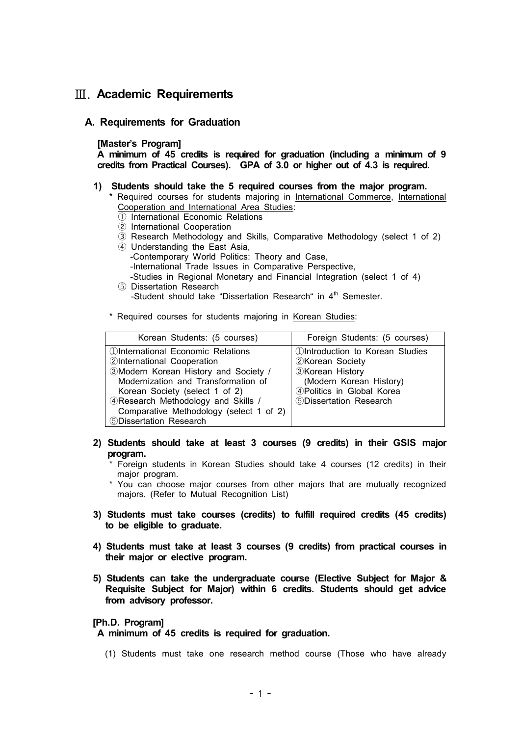# Ⅲ. Academic Requirements

## A. Requirements for Graduation

**[Master's Program]**

**A minimum of 45 credits is required for graduation (including a minimum of 9 credits from Practical Courses). GPA of 3.0 or higher out of 4.3 is required.**

**1) Students should take the 5 required courses from the major program.**

\* Required courses for students majoring in <u>International Commerce</u>, <u>International Cooperation and International Area Studies</u>:

① International Economic Relations
② International Cooperation
③ Research Methodology and Skills, Comparative Methodology (select 1 of 2)
④ Understanding the East Asia,
  -Contemporary World Politics: Theory and Case,
  -International Trade Issues in Comparative Perspective,
  -Studies in Regional Monetary and Financial Integration (select 1 of 4)
⑤ Dissertation Research
  -Student should take "Dissertation Research" in 4th Semester.

\* Required courses for students majoring in <u>Korean Studies</u>:

| Korean Students: (5 courses) | Foreign Students: (5 courses) |
|---|---|
| ①International Economic Relations<br>②International Cooperation<br>③Modern Korean History and Society / Modernization and Transformation of Korean Society (select 1 of 2)<br>④Research Methodology and Skills / Comparative Methodology (select 1 of 2)<br>⑤Dissertation Research | ①Introduction to Korean Studies<br>②Korean Society<br>③Korean History (Modern Korean History)<br>④Politics in Global Korea<br>⑤Dissertation Research |

**2) Students should take at least 3 courses (9 credits) in their GSIS major program.**

\* Foreign students in Korean Studies should take 4 courses (12 credits) in their major program.
\* You can choose major courses from other majors that are mutually recognized majors. (Refer to Mutual Recognition List)

**3) Students must take courses (credits) to fulfill required credits (45 credits) to be eligible to graduate.**

**4) Students must take at least 3 courses (9 credits) from practical courses in their major or elective program.**

**5) Students can take the undergraduate course (Elective Subject for Major & Requisite Subject for Major) within 6 credits. Students should get advice from advisory professor.**

**[Ph.D. Program]**

**A minimum of 45 credits is required for graduation.**

(1) Students must take one research method course (Those who have already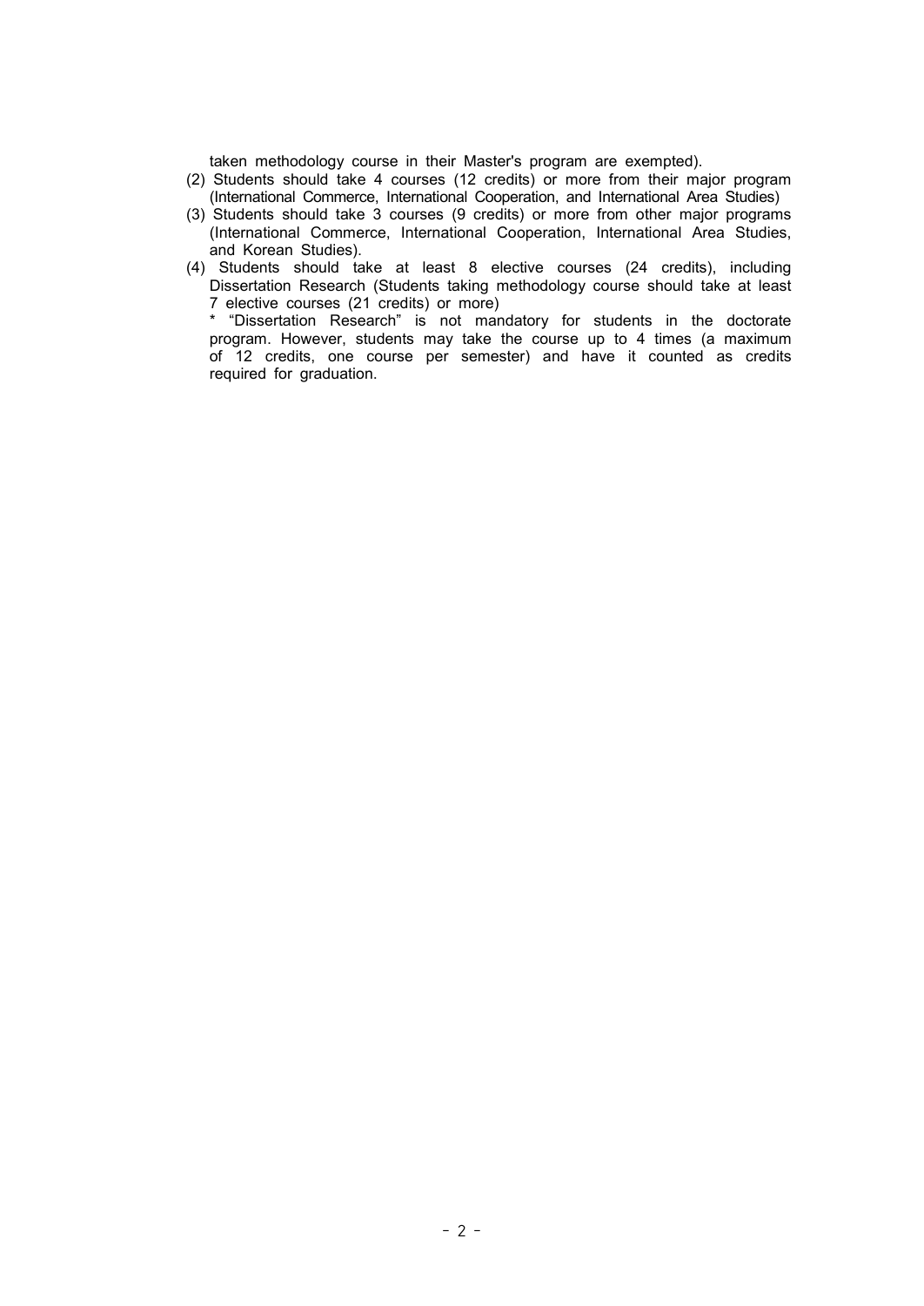taken methodology course in their Master's program are exempted).

(2) Students should take 4 courses (12 credits) or more from their major program (International Commerce, International Cooperation, and International Area Studies)

(3) Students should take 3 courses (9 credits) or more from other major programs (International Commerce, International Cooperation, International Area Studies, and Korean Studies).

(4) Students should take at least 8 elective courses (24 credits), including Dissertation Research (Students taking methodology course should take at least 7 elective courses (21 credits) or more)

\* "Dissertation Research" is not mandatory for students in the doctorate program. However, students may take the course up to 4 times (a maximum of 12 credits, one course per semester) and have it counted as credits required for graduation.